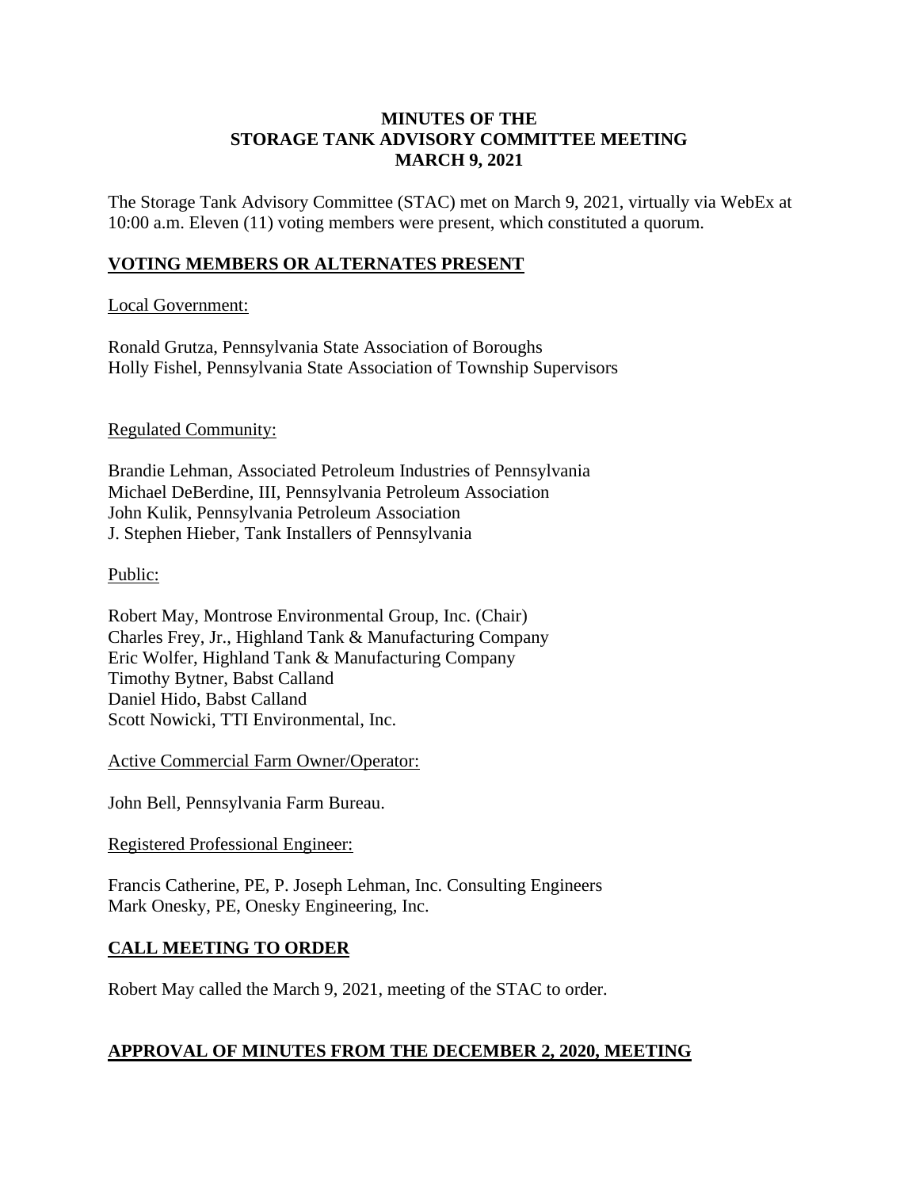**MINUTES OF THE**
**STORAGE TANK ADVISORY COMMITTEE MEETING**
**MARCH 9, 2021**

The Storage Tank Advisory Committee (STAC) met on March 9, 2021, virtually via WebEx at 10:00 a.m. Eleven (11) voting members were present, which constituted a quorum.

## **VOTING MEMBERS OR ALTERNATES PRESENT**

Local Government:

Ronald Grutza, Pennsylvania State Association of Boroughs
Holly Fishel, Pennsylvania State Association of Township Supervisors

Regulated Community:

Brandie Lehman, Associated Petroleum Industries of Pennsylvania
Michael DeBerdine, III, Pennsylvania Petroleum Association
John Kulik, Pennsylvania Petroleum Association
J. Stephen Hieber, Tank Installers of Pennsylvania

Public:

Robert May, Montrose Environmental Group, Inc. (Chair)
Charles Frey, Jr., Highland Tank & Manufacturing Company
Eric Wolfer, Highland Tank & Manufacturing Company
Timothy Bytner, Babst Calland
Daniel Hido, Babst Calland
Scott Nowicki, TTI Environmental, Inc.

Active Commercial Farm Owner/Operator:

John Bell, Pennsylvania Farm Bureau.

Registered Professional Engineer:

Francis Catherine, PE, P. Joseph Lehman, Inc. Consulting Engineers
Mark Onesky, PE, Onesky Engineering, Inc.

## **CALL MEETING TO ORDER**

Robert May called the March 9, 2021, meeting of the STAC to order.

## **APPROVAL OF MINUTES FROM THE DECEMBER 2, 2020, MEETING**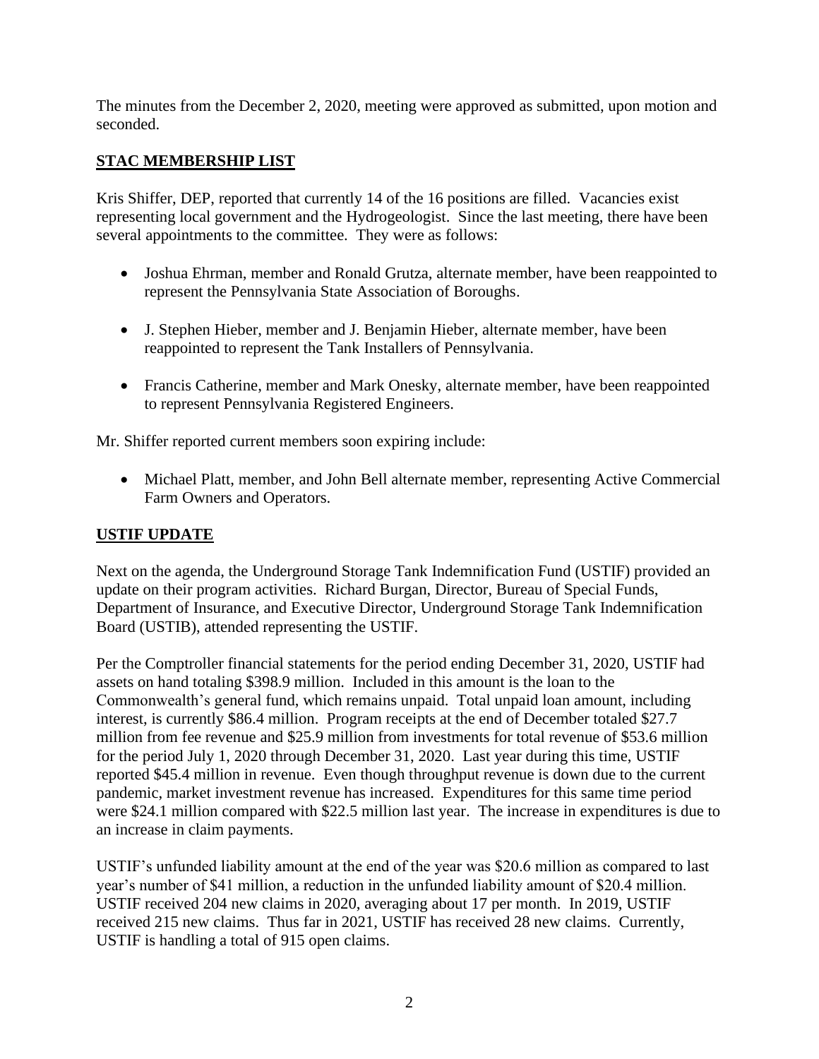The minutes from the December 2, 2020, meeting were approved as submitted, upon motion and seconded.

## **STAC MEMBERSHIP LIST**

Kris Shiffer, DEP, reported that currently 14 of the 16 positions are filled. Vacancies exist representing local government and the Hydrogeologist. Since the last meeting, there have been several appointments to the committee. They were as follows:

- Joshua Ehrman, member and Ronald Grutza, alternate member, have been reappointed to represent the Pennsylvania State Association of Boroughs.
- J. Stephen Hieber, member and J. Benjamin Hieber, alternate member, have been reappointed to represent the Tank Installers of Pennsylvania.
- Francis Catherine, member and Mark Onesky, alternate member, have been reappointed to represent Pennsylvania Registered Engineers.

Mr. Shiffer reported current members soon expiring include:

- Michael Platt, member, and John Bell alternate member, representing Active Commercial Farm Owners and Operators.

## **USTIF UPDATE**

Next on the agenda, the Underground Storage Tank Indemnification Fund (USTIF) provided an update on their program activities. Richard Burgan, Director, Bureau of Special Funds, Department of Insurance, and Executive Director, Underground Storage Tank Indemnification Board (USTIB), attended representing the USTIF.

Per the Comptroller financial statements for the period ending December 31, 2020, USTIF had assets on hand totaling $398.9 million. Included in this amount is the loan to the Commonwealth's general fund, which remains unpaid. Total unpaid loan amount, including interest, is currently $86.4 million. Program receipts at the end of December totaled $27.7 million from fee revenue and $25.9 million from investments for total revenue of $53.6 million for the period July 1, 2020 through December 31, 2020. Last year during this time, USTIF reported $45.4 million in revenue. Even though throughput revenue is down due to the current pandemic, market investment revenue has increased. Expenditures for this same time period were $24.1 million compared with $22.5 million last year. The increase in expenditures is due to an increase in claim payments.

USTIF's unfunded liability amount at the end of the year was $20.6 million as compared to last year's number of $41 million, a reduction in the unfunded liability amount of $20.4 million. USTIF received 204 new claims in 2020, averaging about 17 per month. In 2019, USTIF received 215 new claims. Thus far in 2021, USTIF has received 28 new claims. Currently, USTIF is handling a total of 915 open claims.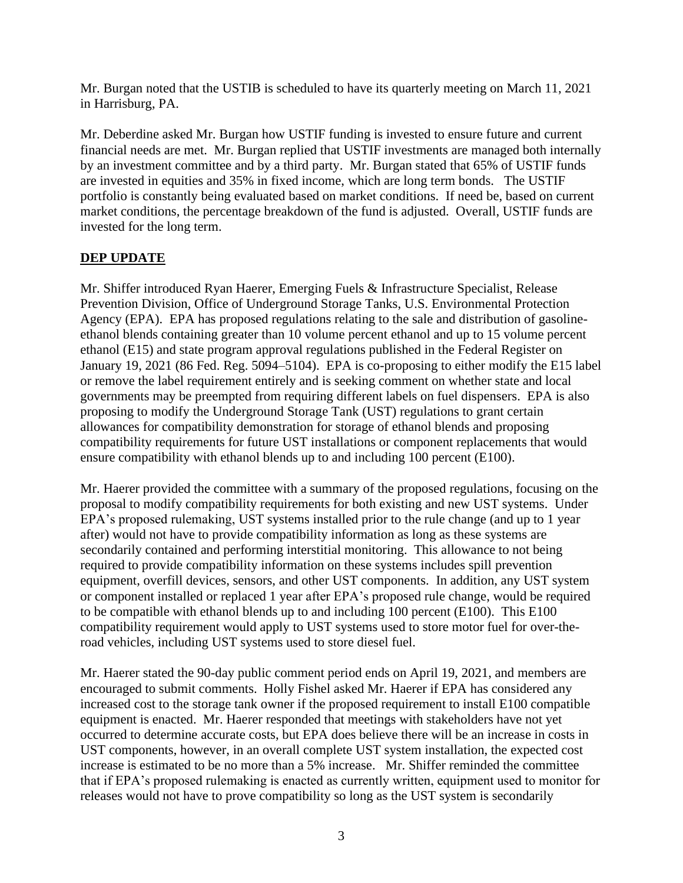Mr. Burgan noted that the USTIB is scheduled to have its quarterly meeting on March 11, 2021 in Harrisburg, PA.

Mr. Deberdine asked Mr. Burgan how USTIF funding is invested to ensure future and current financial needs are met. Mr. Burgan replied that USTIF investments are managed both internally by an investment committee and by a third party. Mr. Burgan stated that 65% of USTIF funds are invested in equities and 35% in fixed income, which are long term bonds. The USTIF portfolio is constantly being evaluated based on market conditions. If need be, based on current market conditions, the percentage breakdown of the fund is adjusted. Overall, USTIF funds are invested for the long term.

## DEP UPDATE

Mr. Shiffer introduced Ryan Haerer, Emerging Fuels & Infrastructure Specialist, Release Prevention Division, Office of Underground Storage Tanks, U.S. Environmental Protection Agency (EPA). EPA has proposed regulations relating to the sale and distribution of gasoline-ethanol blends containing greater than 10 volume percent ethanol and up to 15 volume percent ethanol (E15) and state program approval regulations published in the Federal Register on January 19, 2021 (86 Fed. Reg. 5094–5104). EPA is co-proposing to either modify the E15 label or remove the label requirement entirely and is seeking comment on whether state and local governments may be preempted from requiring different labels on fuel dispensers. EPA is also proposing to modify the Underground Storage Tank (UST) regulations to grant certain allowances for compatibility demonstration for storage of ethanol blends and proposing compatibility requirements for future UST installations or component replacements that would ensure compatibility with ethanol blends up to and including 100 percent (E100).

Mr. Haerer provided the committee with a summary of the proposed regulations, focusing on the proposal to modify compatibility requirements for both existing and new UST systems. Under EPA's proposed rulemaking, UST systems installed prior to the rule change (and up to 1 year after) would not have to provide compatibility information as long as these systems are secondarily contained and performing interstitial monitoring. This allowance to not being required to provide compatibility information on these systems includes spill prevention equipment, overfill devices, sensors, and other UST components. In addition, any UST system or component installed or replaced 1 year after EPA's proposed rule change, would be required to be compatible with ethanol blends up to and including 100 percent (E100). This E100 compatibility requirement would apply to UST systems used to store motor fuel for over-the-road vehicles, including UST systems used to store diesel fuel.

Mr. Haerer stated the 90-day public comment period ends on April 19, 2021, and members are encouraged to submit comments. Holly Fishel asked Mr. Haerer if EPA has considered any increased cost to the storage tank owner if the proposed requirement to install E100 compatible equipment is enacted. Mr. Haerer responded that meetings with stakeholders have not yet occurred to determine accurate costs, but EPA does believe there will be an increase in costs in UST components, however, in an overall complete UST system installation, the expected cost increase is estimated to be no more than a 5% increase. Mr. Shiffer reminded the committee that if EPA's proposed rulemaking is enacted as currently written, equipment used to monitor for releases would not have to prove compatibility so long as the UST system is secondarily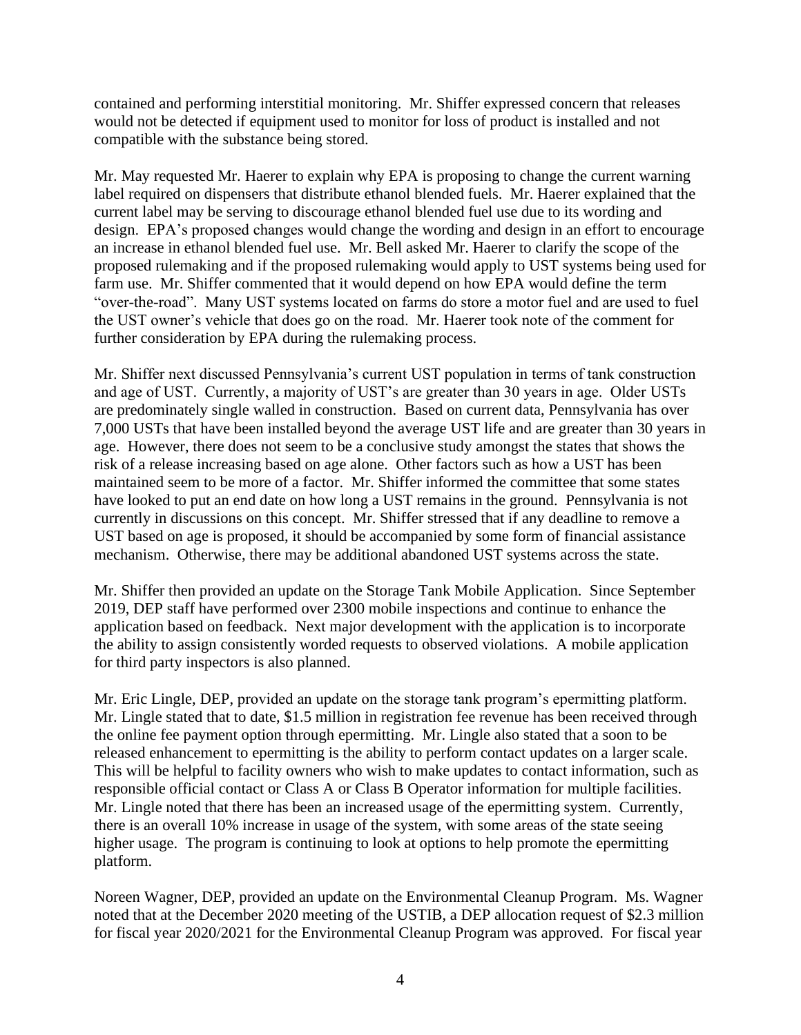contained and performing interstitial monitoring. Mr. Shiffer expressed concern that releases would not be detected if equipment used to monitor for loss of product is installed and not compatible with the substance being stored.

Mr. May requested Mr. Haerer to explain why EPA is proposing to change the current warning label required on dispensers that distribute ethanol blended fuels. Mr. Haerer explained that the current label may be serving to discourage ethanol blended fuel use due to its wording and design. EPA's proposed changes would change the wording and design in an effort to encourage an increase in ethanol blended fuel use. Mr. Bell asked Mr. Haerer to clarify the scope of the proposed rulemaking and if the proposed rulemaking would apply to UST systems being used for farm use. Mr. Shiffer commented that it would depend on how EPA would define the term "over-the-road". Many UST systems located on farms do store a motor fuel and are used to fuel the UST owner's vehicle that does go on the road. Mr. Haerer took note of the comment for further consideration by EPA during the rulemaking process.

Mr. Shiffer next discussed Pennsylvania's current UST population in terms of tank construction and age of UST. Currently, a majority of UST's are greater than 30 years in age. Older USTs are predominately single walled in construction. Based on current data, Pennsylvania has over 7,000 USTs that have been installed beyond the average UST life and are greater than 30 years in age. However, there does not seem to be a conclusive study amongst the states that shows the risk of a release increasing based on age alone. Other factors such as how a UST has been maintained seem to be more of a factor. Mr. Shiffer informed the committee that some states have looked to put an end date on how long a UST remains in the ground. Pennsylvania is not currently in discussions on this concept. Mr. Shiffer stressed that if any deadline to remove a UST based on age is proposed, it should be accompanied by some form of financial assistance mechanism. Otherwise, there may be additional abandoned UST systems across the state.

Mr. Shiffer then provided an update on the Storage Tank Mobile Application. Since September 2019, DEP staff have performed over 2300 mobile inspections and continue to enhance the application based on feedback. Next major development with the application is to incorporate the ability to assign consistently worded requests to observed violations. A mobile application for third party inspectors is also planned.

Mr. Eric Lingle, DEP, provided an update on the storage tank program's epermitting platform. Mr. Lingle stated that to date, $1.5 million in registration fee revenue has been received through the online fee payment option through epermitting. Mr. Lingle also stated that a soon to be released enhancement to epermitting is the ability to perform contact updates on a larger scale. This will be helpful to facility owners who wish to make updates to contact information, such as responsible official contact or Class A or Class B Operator information for multiple facilities. Mr. Lingle noted that there has been an increased usage of the epermitting system. Currently, there is an overall 10% increase in usage of the system, with some areas of the state seeing higher usage. The program is continuing to look at options to help promote the epermitting platform.

Noreen Wagner, DEP, provided an update on the Environmental Cleanup Program. Ms. Wagner noted that at the December 2020 meeting of the USTIB, a DEP allocation request of $2.3 million for fiscal year 2020/2021 for the Environmental Cleanup Program was approved. For fiscal year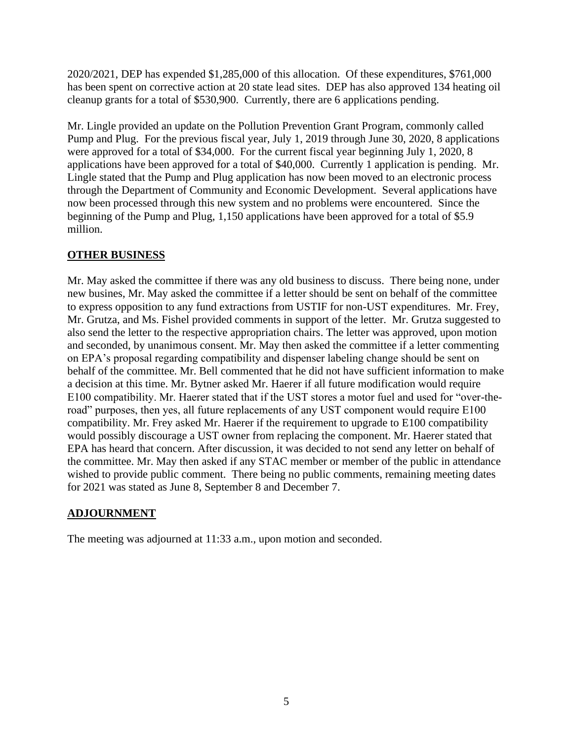2020/2021, DEP has expended $1,285,000 of this allocation. Of these expenditures, $761,000 has been spent on corrective action at 20 state lead sites. DEP has also approved 134 heating oil cleanup grants for a total of $530,900. Currently, there are 6 applications pending.

Mr. Lingle provided an update on the Pollution Prevention Grant Program, commonly called Pump and Plug. For the previous fiscal year, July 1, 2019 through June 30, 2020, 8 applications were approved for a total of $34,000. For the current fiscal year beginning July 1, 2020, 8 applications have been approved for a total of $40,000. Currently 1 application is pending. Mr. Lingle stated that the Pump and Plug application has now been moved to an electronic process through the Department of Community and Economic Development. Several applications have now been processed through this new system and no problems were encountered. Since the beginning of the Pump and Plug, 1,150 applications have been approved for a total of $5.9 million.

## OTHER BUSINESS

Mr. May asked the committee if there was any old business to discuss. There being none, under new busines, Mr. May asked the committee if a letter should be sent on behalf of the committee to express opposition to any fund extractions from USTIF for non-UST expenditures. Mr. Frey, Mr. Grutza, and Ms. Fishel provided comments in support of the letter. Mr. Grutza suggested to also send the letter to the respective appropriation chairs. The letter was approved, upon motion and seconded, by unanimous consent. Mr. May then asked the committee if a letter commenting on EPA's proposal regarding compatibility and dispenser labeling change should be sent on behalf of the committee. Mr. Bell commented that he did not have sufficient information to make a decision at this time. Mr. Bytner asked Mr. Haerer if all future modification would require E100 compatibility. Mr. Haerer stated that if the UST stores a motor fuel and used for "over-the-road" purposes, then yes, all future replacements of any UST component would require E100 compatibility. Mr. Frey asked Mr. Haerer if the requirement to upgrade to E100 compatibility would possibly discourage a UST owner from replacing the component. Mr. Haerer stated that EPA has heard that concern. After discussion, it was decided to not send any letter on behalf of the committee. Mr. May then asked if any STAC member or member of the public in attendance wished to provide public comment. There being no public comments, remaining meeting dates for 2021 was stated as June 8, September 8 and December 7.

## ADJOURNMENT

The meeting was adjourned at 11:33 a.m., upon motion and seconded.